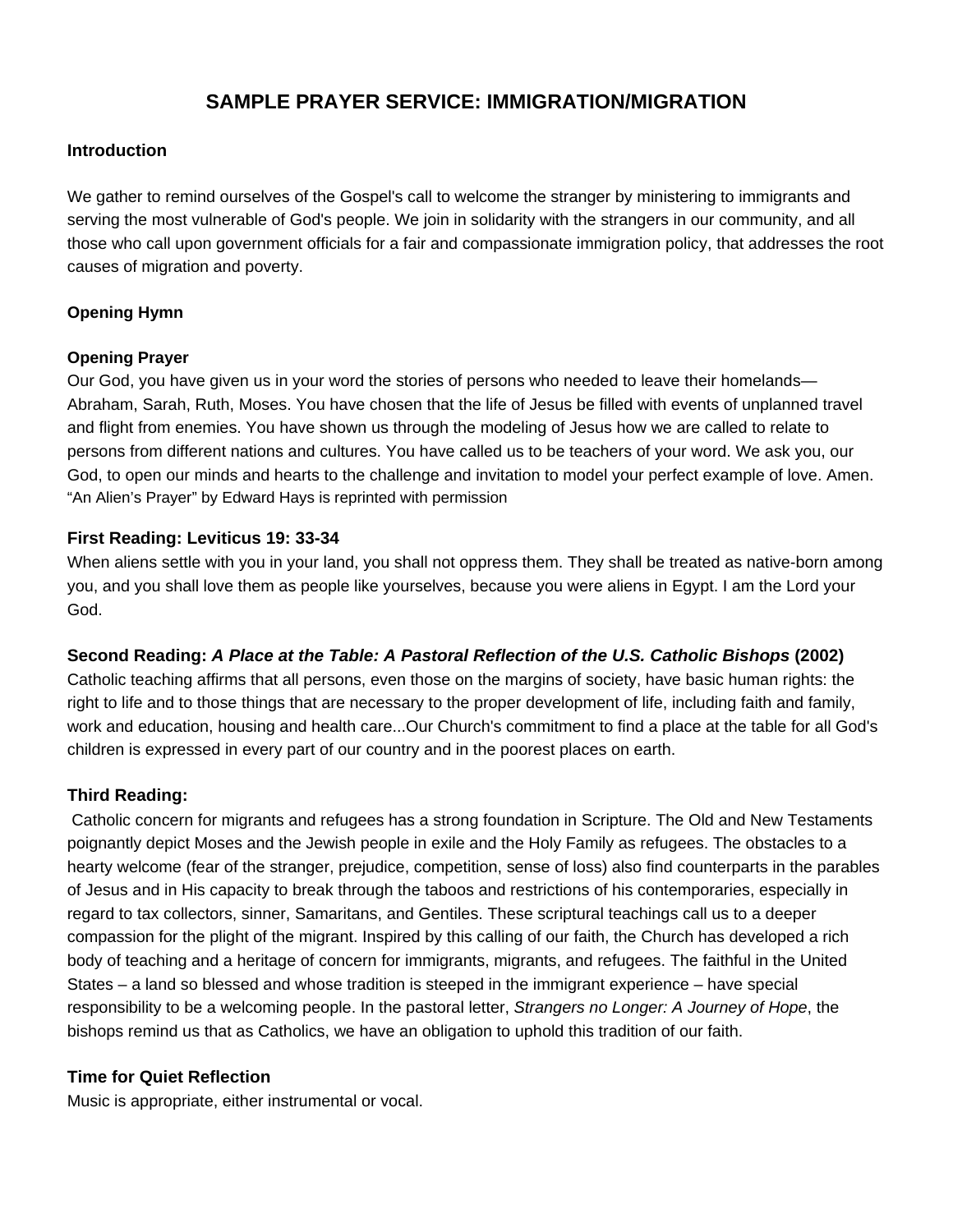# SAMPLE PRAYER SERVICE: IMMIGRATION/MIGRATION

### Introduction

We gather to remind ourselves of the Gospel's call to welcome the stranger by ministering to immigrants and serving the most vulnerable of God's people. We join in solidarity with the strangers in our community, and all those who call upon government officials for a fair and compassionate immigration policy, that addresses the root causes of migration and poverty.

### Opening Hymn

### Opening Prayer

Our God, you have given us in your word the stories of persons who needed to leave their homelands—Abraham, Sarah, Ruth, Moses. You have chosen that the life of Jesus be filled with events of unplanned travel and flight from enemies. You have shown us through the modeling of Jesus how we are called to relate to persons from different nations and cultures. You have called us to be teachers of your word. We ask you, our God, to open our minds and hearts to the challenge and invitation to model your perfect example of love. Amen.
"An Alien's Prayer" by Edward Hays is reprinted with permission

### First Reading: Leviticus 19: 33-34

When aliens settle with you in your land, you shall not oppress them. They shall be treated as native-born among you, and you shall love them as people like yourselves, because you were aliens in Egypt. I am the Lord your God.

### Second Reading: *A Place at the Table: A Pastoral Reflection of the U.S. Catholic Bishops* (2002)

Catholic teaching affirms that all persons, even those on the margins of society, have basic human rights: the right to life and to those things that are necessary to the proper development of life, including faith and family, work and education, housing and health care...Our Church's commitment to find a place at the table for all God's children is expressed in every part of our country and in the poorest places on earth.

### Third Reading:

Catholic concern for migrants and refugees has a strong foundation in Scripture. The Old and New Testaments poignantly depict Moses and the Jewish people in exile and the Holy Family as refugees. The obstacles to a hearty welcome (fear of the stranger, prejudice, competition, sense of loss) also find counterparts in the parables of Jesus and in His capacity to break through the taboos and restrictions of his contemporaries, especially in regard to tax collectors, sinner, Samaritans, and Gentiles. These scriptural teachings call us to a deeper compassion for the plight of the migrant. Inspired by this calling of our faith, the Church has developed a rich body of teaching and a heritage of concern for immigrants, migrants, and refugees. The faithful in the United States – a land so blessed and whose tradition is steeped in the immigrant experience – have special responsibility to be a welcoming people. In the pastoral letter, *Strangers no Longer: A Journey of Hope*, the bishops remind us that as Catholics, we have an obligation to uphold this tradition of our faith.

### Time for Quiet Reflection

Music is appropriate, either instrumental or vocal.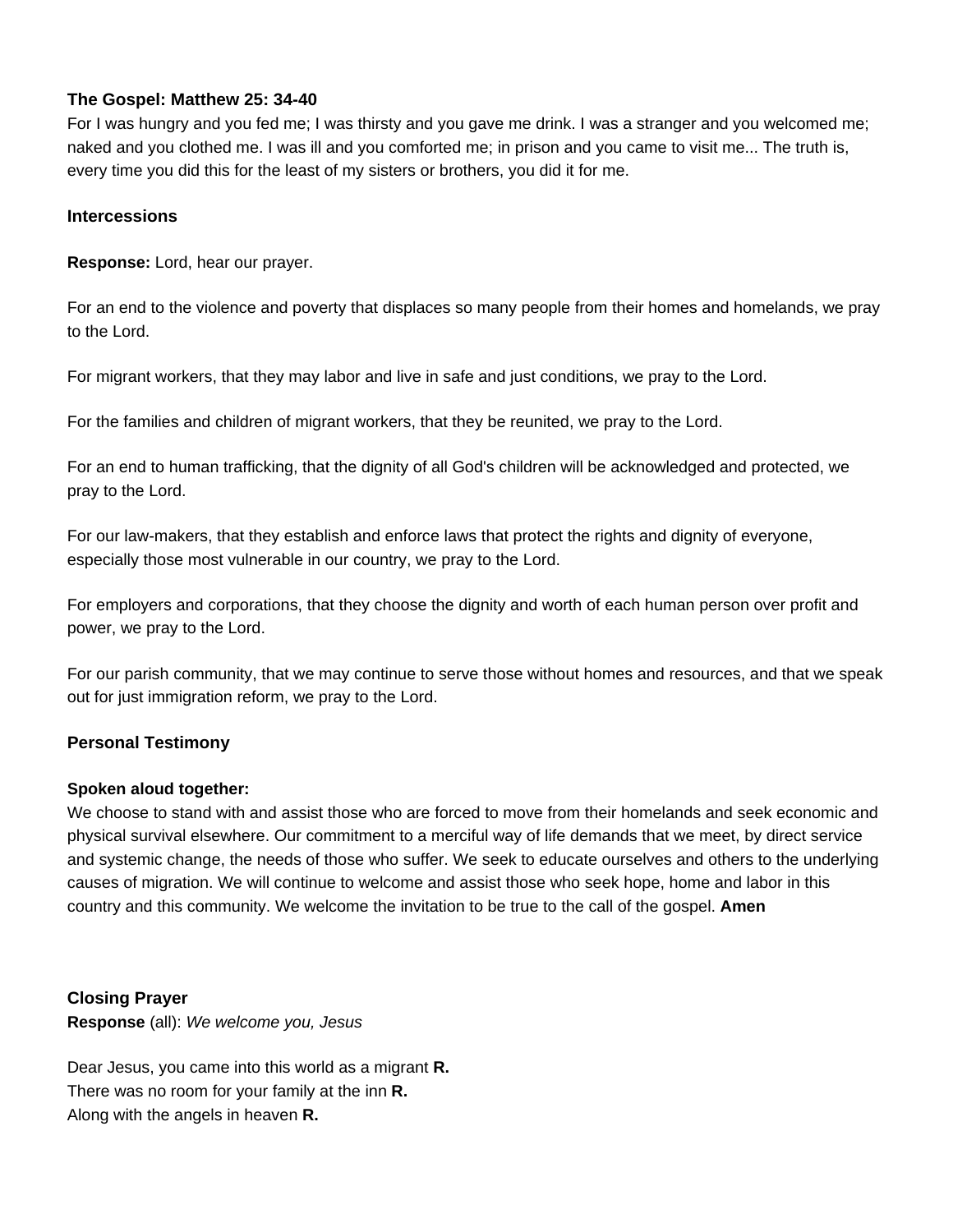**The Gospel: Matthew 25: 34-40**

For I was hungry and you fed me; I was thirsty and you gave me drink. I was a stranger and you welcomed me; naked and you clothed me. I was ill and you comforted me; in prison and you came to visit me... The truth is, every time you did this for the least of my sisters or brothers, you did it for me.

**Intercessions**

**Response:** Lord, hear our prayer.

For an end to the violence and poverty that displaces so many people from their homes and homelands, we pray to the Lord.

For migrant workers, that they may labor and live in safe and just conditions, we pray to the Lord.

For the families and children of migrant workers, that they be reunited, we pray to the Lord.

For an end to human trafficking, that the dignity of all God's children will be acknowledged and protected, we pray to the Lord.

For our law-makers, that they establish and enforce laws that protect the rights and dignity of everyone, especially those most vulnerable in our country, we pray to the Lord.

For employers and corporations, that they choose the dignity and worth of each human person over profit and power, we pray to the Lord.

For our parish community, that we may continue to serve those without homes and resources, and that we speak out for just immigration reform, we pray to the Lord.

**Personal Testimony**

**Spoken aloud together:**

We choose to stand with and assist those who are forced to move from their homelands and seek economic and physical survival elsewhere. Our commitment to a merciful way of life demands that we meet, by direct service and systemic change, the needs of those who suffer. We seek to educate ourselves and others to the underlying causes of migration. We will continue to welcome and assist those who seek hope, home and labor in this country and this community. We welcome the invitation to be true to the call of the gospel. **Amen**

**Closing Prayer**

**Response** (all): *We welcome you, Jesus*

Dear Jesus, you came into this world as a migrant **R.**
There was no room for your family at the inn **R.**
Along with the angels in heaven **R.**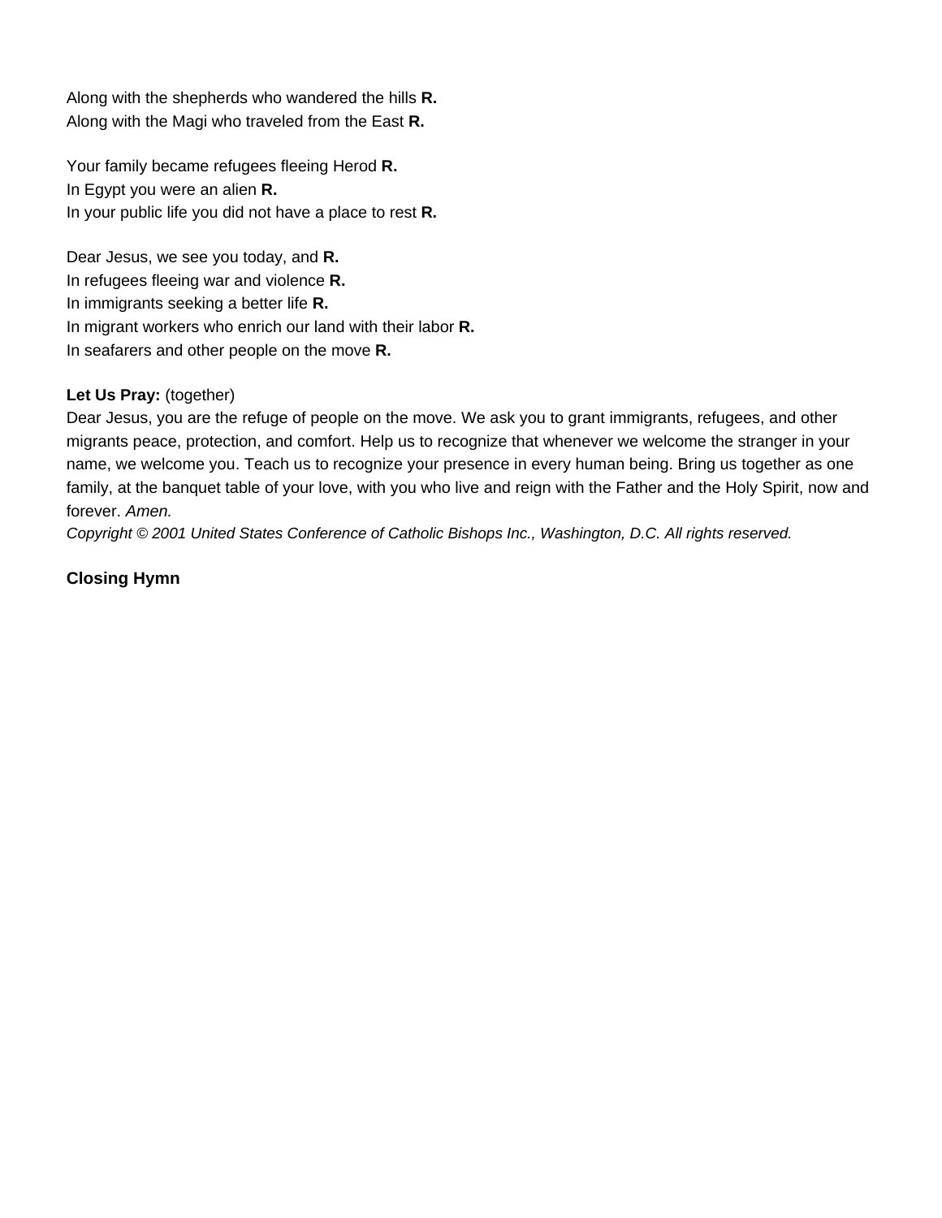Along with the shepherds who wandered the hills **R.**  
Along with the Magi who traveled from the East **R.**

Your family became refugees fleeing Herod **R.**  
In Egypt you were an alien **R.**  
In your public life you did not have a place to rest **R.**

Dear Jesus, we see you today, and **R.**  
In refugees fleeing war and violence **R.**  
In immigrants seeking a better life **R.**  
In migrant workers who enrich our land with their labor **R.**  
In seafarers and other people on the move **R.**

**Let Us Pray:** (together)  
Dear Jesus, you are the refuge of people on the move. We ask you to grant immigrants, refugees, and other migrants peace, protection, and comfort. Help us to recognize that whenever we welcome the stranger in your name, we welcome you. Teach us to recognize your presence in every human being. Bring us together as one family, at the banquet table of your love, with you who live and reign with the Father and the Holy Spirit, now and forever. *Amen.*  
*Copyright © 2001 United States Conference of Catholic Bishops Inc., Washington, D.C. All rights reserved.*

**Closing Hymn**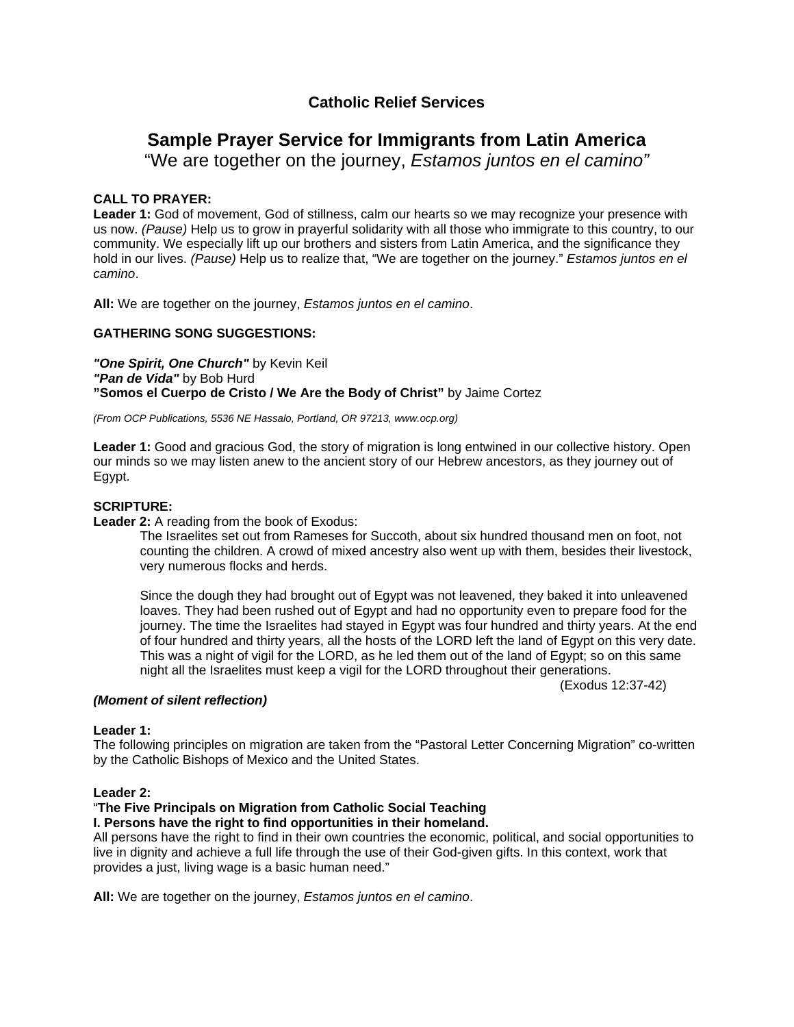**Catholic Relief Services**

## Sample Prayer Service for Immigrants from Latin America

"We are together on the journey, *Estamos juntos en el camino"*

**CALL TO PRAYER:**

**Leader 1:** God of movement, God of stillness, calm our hearts so we may recognize your presence with us now. *(Pause)* Help us to grow in prayerful solidarity with all those who immigrate to this country, to our community. We especially lift up our brothers and sisters from Latin America, and the significance they hold in our lives. *(Pause)* Help us to realize that, "We are together on the journey." *Estamos juntos en el camino*.

**All:** We are together on the journey, *Estamos juntos en el camino*.

**GATHERING SONG SUGGESTIONS:**

***"One Spirit, One Church"*** by Kevin Keil
***"Pan de Vida"*** by Bob Hurd
**"Somos el Cuerpo de Cristo / We Are the Body of Christ"** by Jaime Cortez

*(From OCP Publications, 5536 NE Hassalo, Portland, OR 97213, www.ocp.org)*

**Leader 1:** Good and gracious God, the story of migration is long entwined in our collective history. Open our minds so we may listen anew to the ancient story of our Hebrew ancestors, as they journey out of Egypt.

**SCRIPTURE:**

**Leader 2:** A reading from the book of Exodus:

> The Israelites set out from Rameses for Succoth, about six hundred thousand men on foot, not counting the children. A crowd of mixed ancestry also went up with them, besides their livestock, very numerous flocks and herds.
>
> Since the dough they had brought out of Egypt was not leavened, they baked it into unleavened loaves. They had been rushed out of Egypt and had no opportunity even to prepare food for the journey. The time the Israelites had stayed in Egypt was four hundred and thirty years. At the end of four hundred and thirty years, all the hosts of the LORD left the land of Egypt on this very date. This was a night of vigil for the LORD, as he led them out of the land of Egypt; so on this same night all the Israelites must keep a vigil for the LORD throughout their generations.
>
> (Exodus 12:37-42)

***(Moment of silent reflection)***

**Leader 1:**
The following principles on migration are taken from the "Pastoral Letter Concerning Migration" co-written by the Catholic Bishops of Mexico and the United States.

**Leader 2:**
"**The Five Principals on Migration from Catholic Social Teaching**
**I. Persons have the right to find opportunities in their homeland.**
All persons have the right to find in their own countries the economic, political, and social opportunities to live in dignity and achieve a full life through the use of their God-given gifts. In this context, work that provides a just, living wage is a basic human need."

**All:** We are together on the journey, *Estamos juntos en el camino*.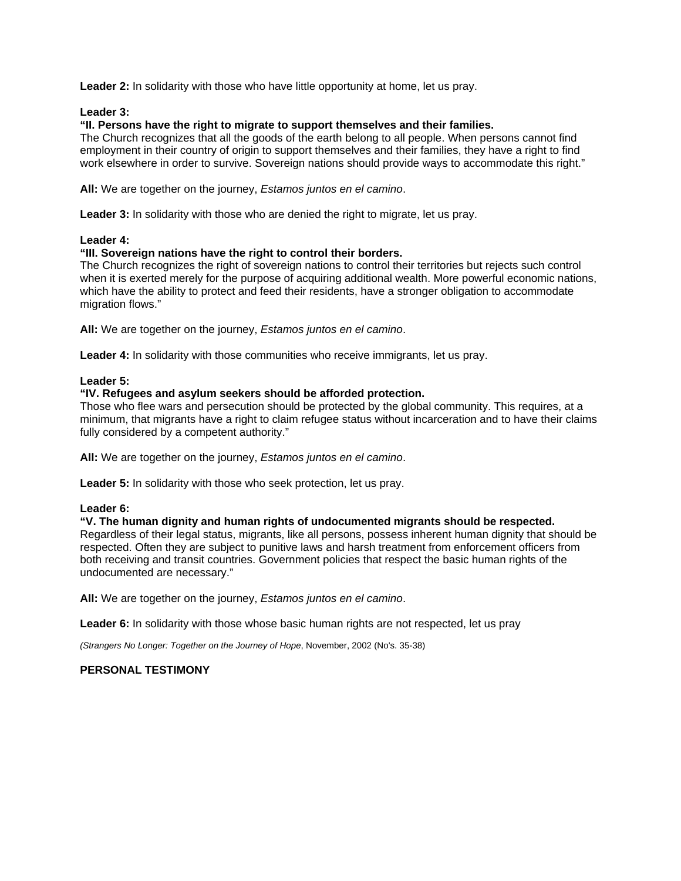**Leader 2:** In solidarity with those who have little opportunity at home, let us pray.

**Leader 3:**
**"II. Persons have the right to migrate to support themselves and their families.**
The Church recognizes that all the goods of the earth belong to all people. When persons cannot find employment in their country of origin to support themselves and their families, they have a right to find work elsewhere in order to survive. Sovereign nations should provide ways to accommodate this right."

**All:** We are together on the journey, *Estamos juntos en el camino*.

**Leader 3:** In solidarity with those who are denied the right to migrate, let us pray.

**Leader 4:**
**"III. Sovereign nations have the right to control their borders.**
The Church recognizes the right of sovereign nations to control their territories but rejects such control when it is exerted merely for the purpose of acquiring additional wealth. More powerful economic nations, which have the ability to protect and feed their residents, have a stronger obligation to accommodate migration flows."

**All:** We are together on the journey, *Estamos juntos en el camino*.

**Leader 4:** In solidarity with those communities who receive immigrants, let us pray.

**Leader 5:**
**"IV. Refugees and asylum seekers should be afforded protection.**
Those who flee wars and persecution should be protected by the global community. This requires, at a minimum, that migrants have a right to claim refugee status without incarceration and to have their claims fully considered by a competent authority."

**All:** We are together on the journey, *Estamos juntos en el camino*.

**Leader 5:** In solidarity with those who seek protection, let us pray.

**Leader 6:**
**"V. The human dignity and human rights of undocumented migrants should be respected.**
Regardless of their legal status, migrants, like all persons, possess inherent human dignity that should be respected. Often they are subject to punitive laws and harsh treatment from enforcement officers from both receiving and transit countries. Government policies that respect the basic human rights of the undocumented are necessary."

**All:** We are together on the journey, *Estamos juntos en el camino*.

**Leader 6:** In solidarity with those whose basic human rights are not respected, let us pray

*(Strangers No Longer: Together on the Journey of Hope*, November, 2002 (No's. 35-38)

**PERSONAL TESTIMONY**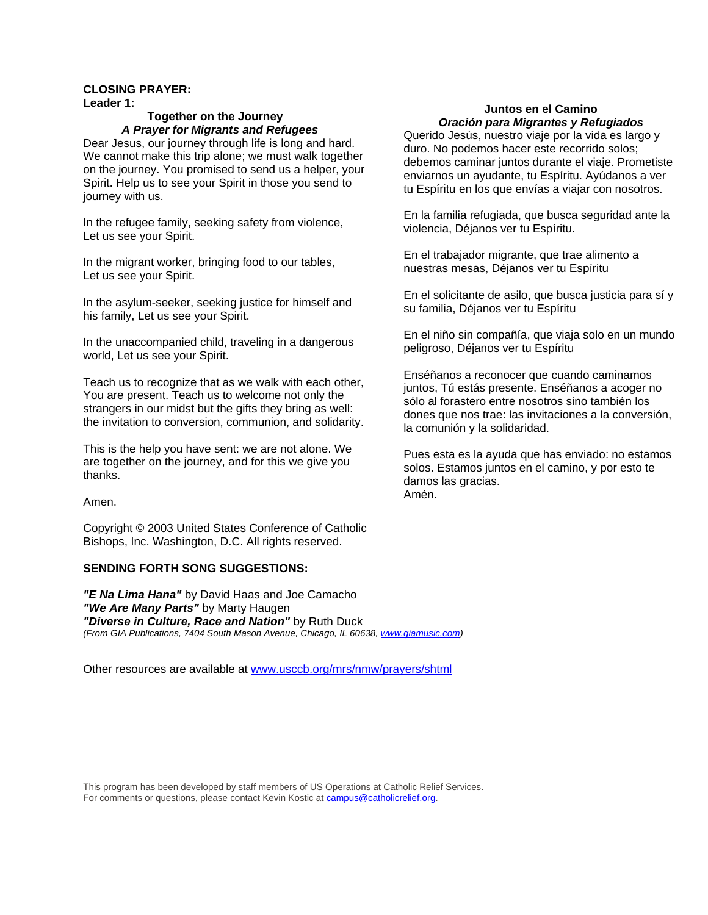**CLOSING PRAYER:**
**Leader 1:**

**Together on the Journey**
***A Prayer for Migrants and Refugees***

Dear Jesus, our journey through life is long and hard. We cannot make this trip alone; we must walk together on the journey. You promised to send us a helper, your Spirit. Help us to see your Spirit in those you send to journey with us.

In the refugee family, seeking safety from violence,
Let us see your Spirit.

In the migrant worker, bringing food to our tables,
Let us see your Spirit.

In the asylum-seeker, seeking justice for himself and his family, Let us see your Spirit.

In the unaccompanied child, traveling in a dangerous world, Let us see your Spirit.

Teach us to recognize that as we walk with each other, You are present. Teach us to welcome not only the strangers in our midst but the gifts they bring as well: the invitation to conversion, communion, and solidarity.

This is the help you have sent: we are not alone. We are together on the journey, and for this we give you thanks.

Amen.

Copyright © 2003 United States Conference of Catholic Bishops, Inc. Washington, D.C. All rights reserved.

**Juntos en el Camino**
***Oración para Migrantes y Refugiados***

Querido Jesús, nuestro viaje por la vida es largo y duro. No podemos hacer este recorrido solos; debemos caminar juntos durante el viaje. Prometiste enviarnos un ayudante, tu Espíritu. Ayúdanos a ver tu Espíritu en los que envías a viajar con nosotros.

En la familia refugiada, que busca seguridad ante la violencia, Déjanos ver tu Espíritu.

En el trabajador migrante, que trae alimento a nuestras mesas, Déjanos ver tu Espíritu

En el solicitante de asilo, que busca justicia para sí y su familia, Déjanos ver tu Espíritu

En el niño sin compañía, que viaja solo en un mundo peligroso, Déjanos ver tu Espíritu

Enséñanos a reconocer que cuando caminamos juntos, Tú estás presente. Enséñanos a acoger no sólo al forastero entre nosotros sino también los dones que nos trae: las invitaciones a la conversión, la comunión y la solidaridad.

Pues esta es la ayuda que has enviado: no estamos solos. Estamos juntos en el camino, y por esto te damos las gracias.
Amén.

**SENDING FORTH SONG SUGGESTIONS:**

***"E Na Lima Hana"*** by David Haas and Joe Camacho
***"We Are Many Parts"*** by Marty Haugen
***"Diverse in Culture, Race and Nation"*** by Ruth Duck
*(From GIA Publications, 7404 South Mason Avenue, Chicago, IL 60638, www.giamusic.com)*

Other resources are available at www.usccb.org/mrs/nmw/prayers/shtml

This program has been developed by staff members of US Operations at Catholic Relief Services.
For comments or questions, please contact Kevin Kostic at campus@catholicrelief.org.